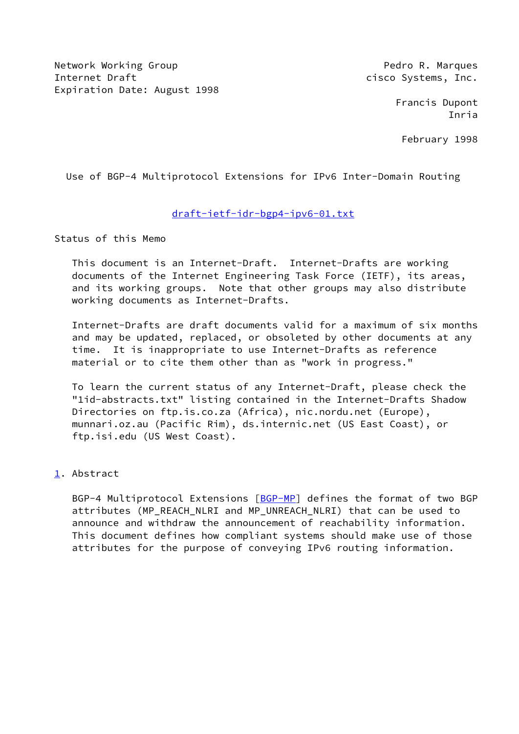Network Working Group                                    Pedro R. Marques
Internet Draft                                        cisco Systems, Inc.
Expiration Date: August 1998

Francis Dupont
Inria

February 1998

# Use of BGP-4 Multiprotocol Extensions for IPv6 Inter-Domain Routing

draft-ietf-idr-bgp4-ipv6-01.txt

## Status of this Memo

This document is an Internet-Draft.  Internet-Drafts are working documents of the Internet Engineering Task Force (IETF), its areas, and its working groups.  Note that other groups may also distribute working documents as Internet-Drafts.

Internet-Drafts are draft documents valid for a maximum of six months and may be updated, replaced, or obsoleted by other documents at any time.  It is inappropriate to use Internet-Drafts as reference material or to cite them other than as "work in progress."

To learn the current status of any Internet-Draft, please check the "1id-abstracts.txt" listing contained in the Internet-Drafts Shadow Directories on ftp.is.co.za (Africa), nic.nordu.net (Europe), munnari.oz.au (Pacific Rim), ds.internic.net (US East Coast), or ftp.isi.edu (US West Coast).

## 1. Abstract

BGP-4 Multiprotocol Extensions [BGP-MP] defines the format of two BGP attributes (MP_REACH_NLRI and MP_UNREACH_NLRI) that can be used to announce and withdraw the announcement of reachability information. This document defines how compliant systems should make use of those attributes for the purpose of conveying IPv6 routing information.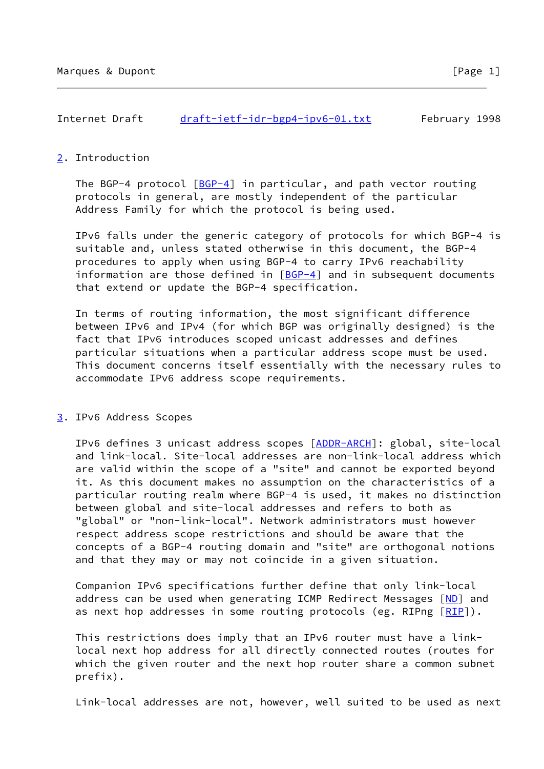## 2. Introduction

The BGP-4 protocol [BGP-4] in particular, and path vector routing protocols in general, are mostly independent of the particular Address Family for which the protocol is being used.

IPv6 falls under the generic category of protocols for which BGP-4 is suitable and, unless stated otherwise in this document, the BGP-4 procedures to apply when using BGP-4 to carry IPv6 reachability information are those defined in [BGP-4] and in subsequent documents that extend or update the BGP-4 specification.

In terms of routing information, the most significant difference between IPv6 and IPv4 (for which BGP was originally designed) is the fact that IPv6 introduces scoped unicast addresses and defines particular situations when a particular address scope must be used. This document concerns itself essentially with the necessary rules to accommodate IPv6 address scope requirements.

## 3. IPv6 Address Scopes

IPv6 defines 3 unicast address scopes [ADDR-ARCH]: global, site-local and link-local. Site-local addresses are non-link-local address which are valid within the scope of a "site" and cannot be exported beyond it. As this document makes no assumption on the characteristics of a particular routing realm where BGP-4 is used, it makes no distinction between global and site-local addresses and refers to both as "global" or "non-link-local". Network administrators must however respect address scope restrictions and should be aware that the concepts of a BGP-4 routing domain and "site" are orthogonal notions and that they may or may not coincide in a given situation.

Companion IPv6 specifications further define that only link-local address can be used when generating ICMP Redirect Messages [ND] and as next hop addresses in some routing protocols (eg. RIPng [RIP]).

This restrictions does imply that an IPv6 router must have a link-local next hop address for all directly connected routes (routes for which the given router and the next hop router share a common subnet prefix).

Link-local addresses are not, however, well suited to be used as next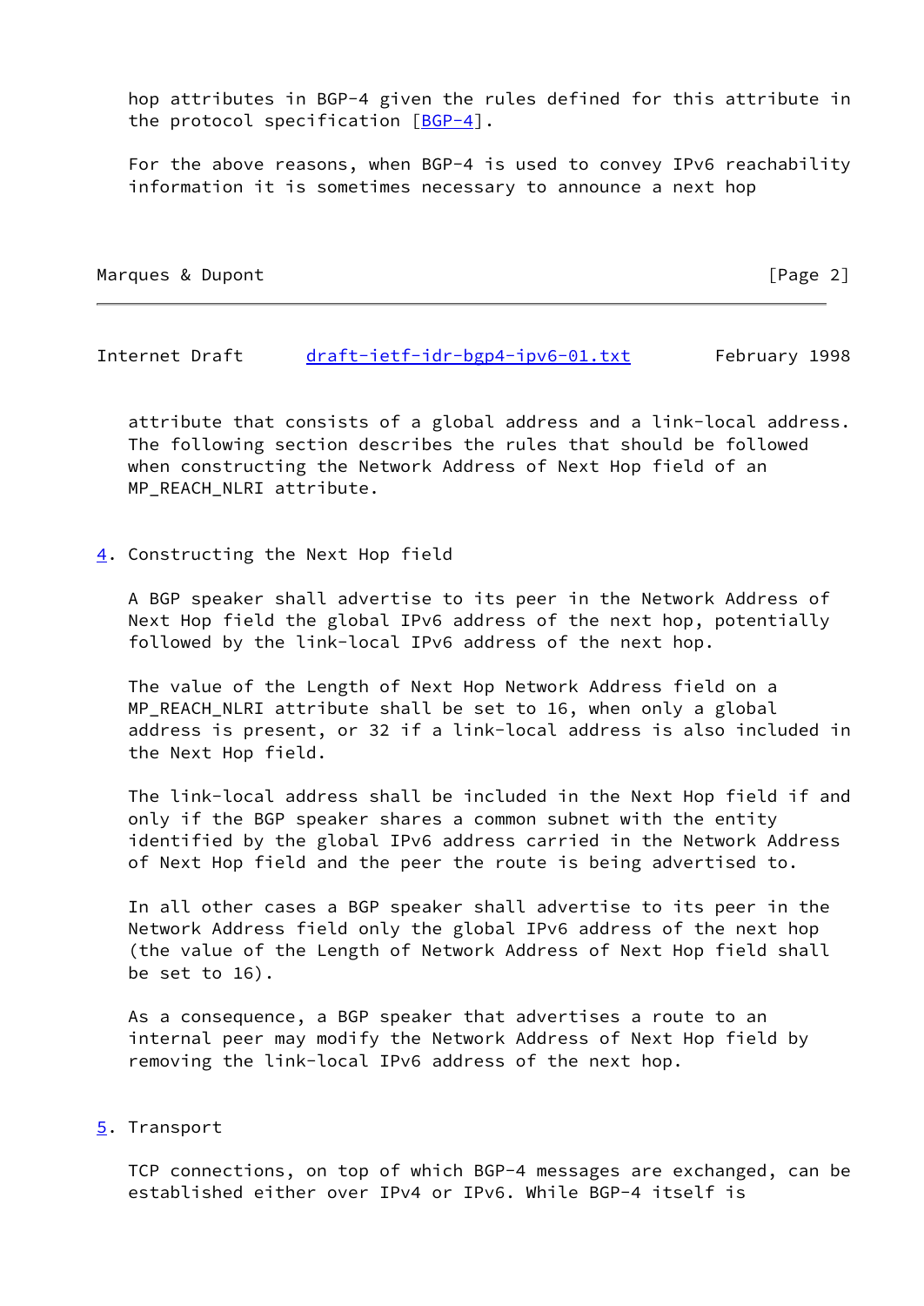hop attributes in BGP-4 given the rules defined for this attribute in the protocol specification [BGP-4].

For the above reasons, when BGP-4 is used to convey IPv6 reachability information it is sometimes necessary to announce a next hop attribute that consists of a global address and a link-local address. The following section describes the rules that should be followed when constructing the Network Address of Next Hop field of an MP_REACH_NLRI attribute.

## 4. Constructing the Next Hop field

A BGP speaker shall advertise to its peer in the Network Address of Next Hop field the global IPv6 address of the next hop, potentially followed by the link-local IPv6 address of the next hop.

The value of the Length of Next Hop Network Address field on a MP_REACH_NLRI attribute shall be set to 16, when only a global address is present, or 32 if a link-local address is also included in the Next Hop field.

The link-local address shall be included in the Next Hop field if and only if the BGP speaker shares a common subnet with the entity identified by the global IPv6 address carried in the Network Address of Next Hop field and the peer the route is being advertised to.

In all other cases a BGP speaker shall advertise to its peer in the Network Address field only the global IPv6 address of the next hop (the value of the Length of Network Address of Next Hop field shall be set to 16).

As a consequence, a BGP speaker that advertises a route to an internal peer may modify the Network Address of Next Hop field by removing the link-local IPv6 address of the next hop.

## 5. Transport

TCP connections, on top of which BGP-4 messages are exchanged, can be established either over IPv4 or IPv6. While BGP-4 itself is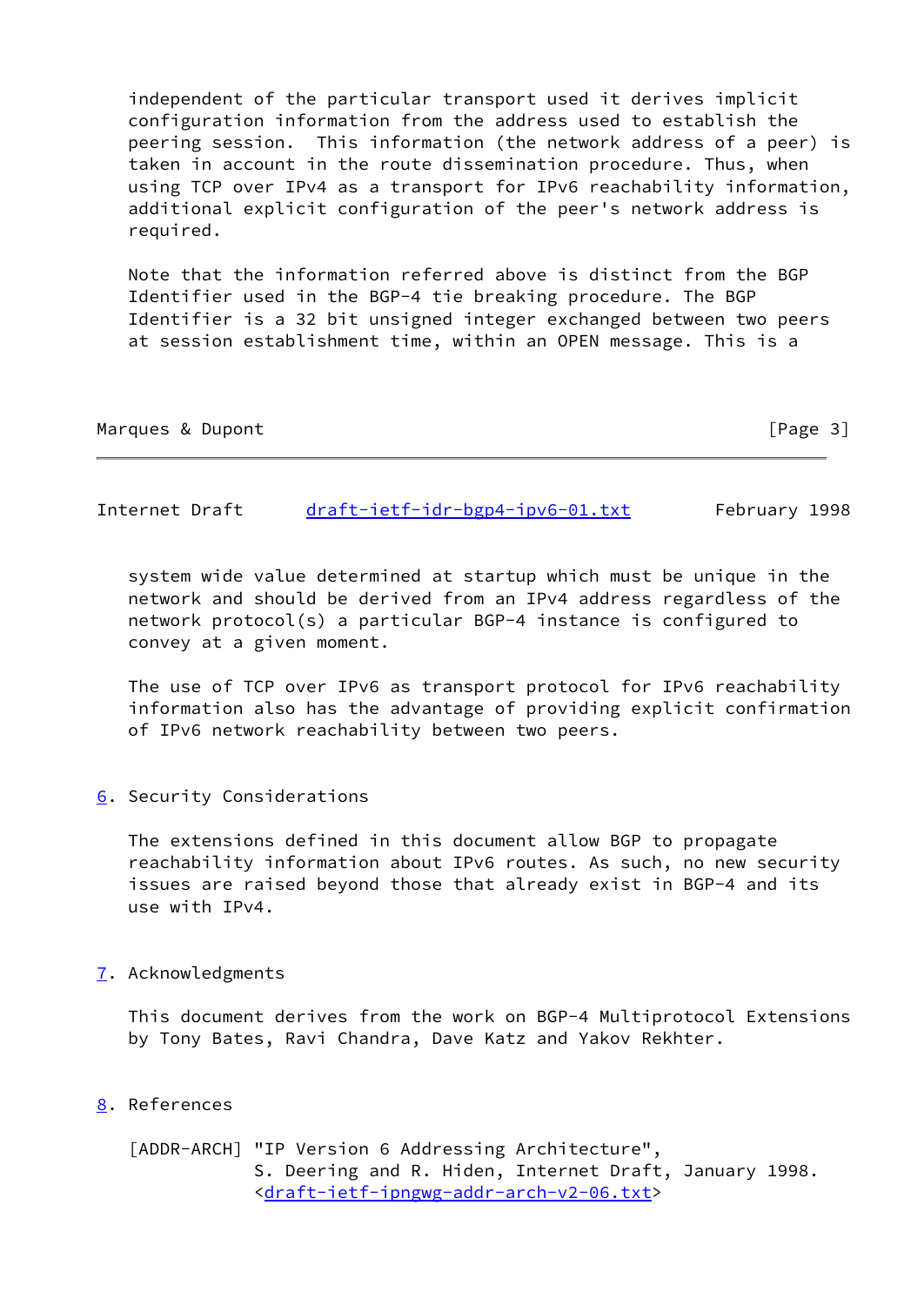independent of the particular transport used it derives implicit configuration information from the address used to establish the peering session. This information (the network address of a peer) is taken in account in the route dissemination procedure. Thus, when using TCP over IPv4 as a transport for IPv6 reachability information, additional explicit configuration of the peer's network address is required.

Note that the information referred above is distinct from the BGP Identifier used in the BGP-4 tie breaking procedure. The BGP Identifier is a 32 bit unsigned integer exchanged between two peers at session establishment time, within an OPEN message. This is a system wide value determined at startup which must be unique in the network and should be derived from an IPv4 address regardless of the network protocol(s) a particular BGP-4 instance is configured to convey at a given moment.

The use of TCP over IPv6 as transport protocol for IPv6 reachability information also has the advantage of providing explicit confirmation of IPv6 network reachability between two peers.

## 6. Security Considerations

The extensions defined in this document allow BGP to propagate reachability information about IPv6 routes. As such, no new security issues are raised beyond those that already exist in BGP-4 and its use with IPv4.

## 7. Acknowledgments

This document derives from the work on BGP-4 Multiprotocol Extensions by Tony Bates, Ravi Chandra, Dave Katz and Yakov Rekhter.

## 8. References

[ADDR-ARCH] "IP Version 6 Addressing Architecture", S. Deering and R. Hiden, Internet Draft, January 1998. <draft-ietf-ipngwg-addr-arch-v2-06.txt>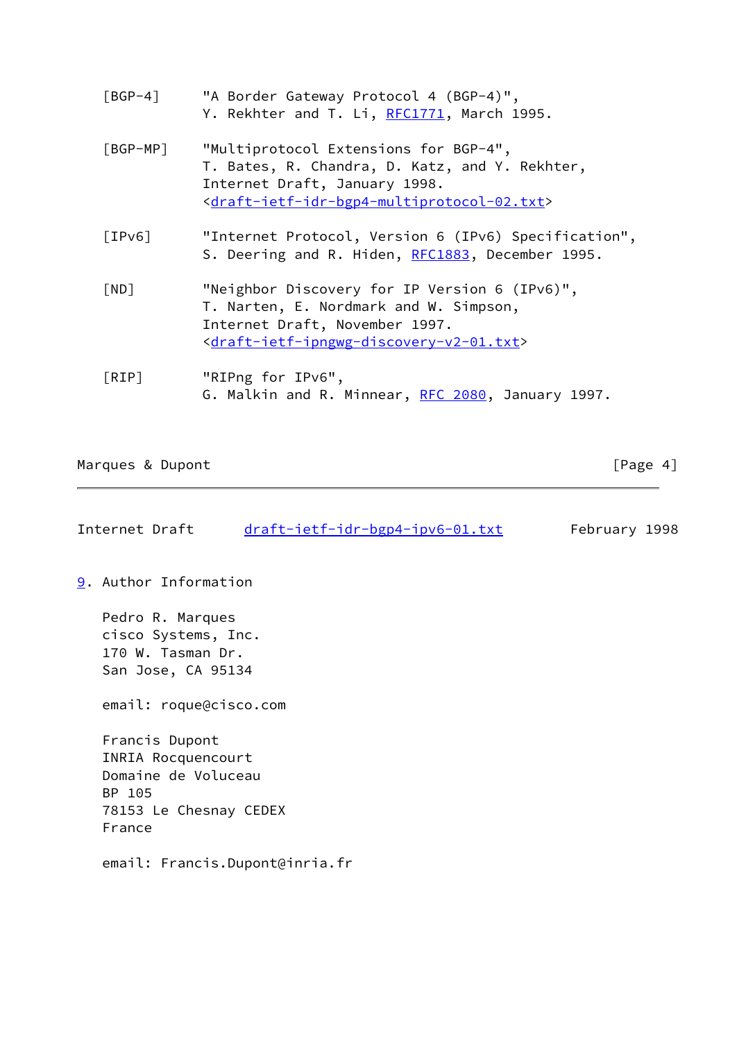[BGP-4] "A Border Gateway Protocol 4 (BGP-4)", Y. Rekhter and T. Li, RFC1771, March 1995.

[BGP-MP] "Multiprotocol Extensions for BGP-4", T. Bates, R. Chandra, D. Katz, and Y. Rekhter, Internet Draft, January 1998. <draft-ietf-idr-bgp4-multiprotocol-02.txt>

[IPv6] "Internet Protocol, Version 6 (IPv6) Specification", S. Deering and R. Hiden, RFC1883, December 1995.

[ND] "Neighbor Discovery for IP Version 6 (IPv6)", T. Narten, E. Nordmark and W. Simpson, Internet Draft, November 1997. <draft-ietf-ipngwg-discovery-v2-01.txt>

[RIP] "RIPng for IPv6", G. Malkin and R. Minnear, RFC 2080, January 1997.

## 9. Author Information

Pedro R. Marques
cisco Systems, Inc.
170 W. Tasman Dr.
San Jose, CA 95134

email: roque@cisco.com

Francis Dupont
INRIA Rocquencourt
Domaine de Voluceau
BP 105
78153 Le Chesnay CEDEX
France

email: Francis.Dupont@inria.fr